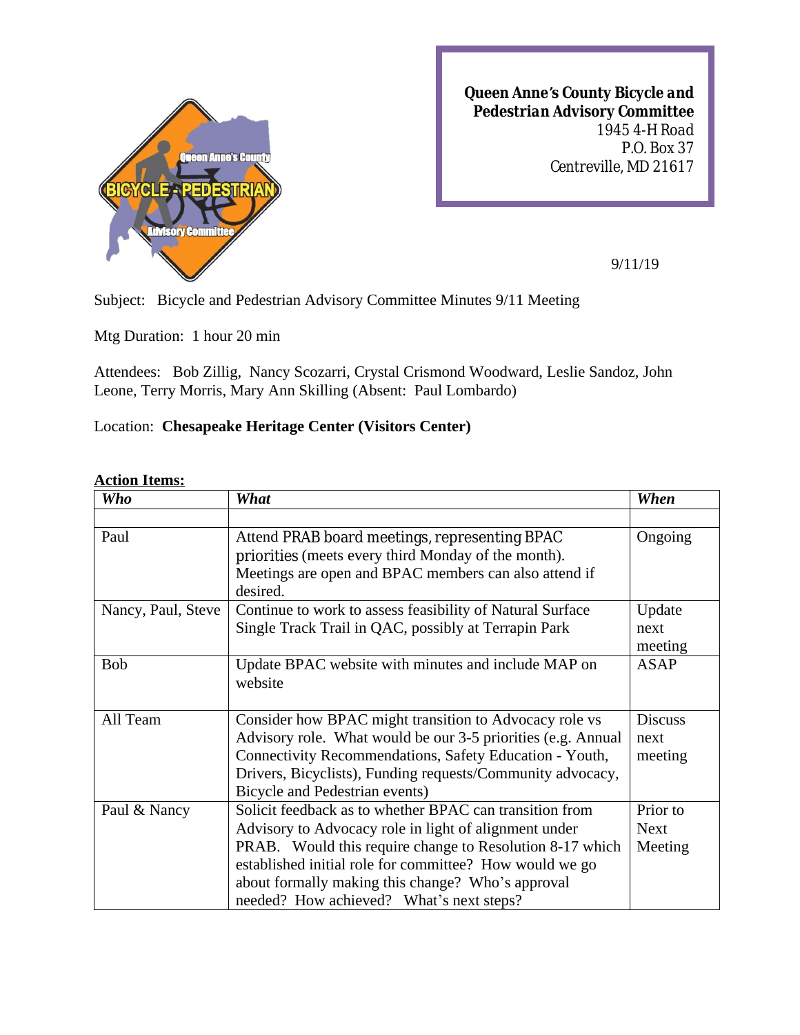**Queen Anne's County Bicycle and Pedestrian Advisory Committee**
1945 4-H Road
P.O. Box 37
Centreville, MD 21617

9/11/19

Subject: Bicycle and Pedestrian Advisory Committee Minutes 9/11 Meeting

Mtg Duration: 1 hour 20 min

Attendees: Bob Zillig, Nancy Scozarri, Crystal Crismond Woodward, Leslie Sandoz, John Leone, Terry Morris, Mary Ann Skilling (Absent: Paul Lombardo)

Location: **Chesapeake Heritage Center (Visitors Center)**

**Action Items:**

| *Who* | *What* | *When* |
|---|---|---|
| | | |
| Paul | Attend PRAB board meetings, representing BPAC priorities (meets every third Monday of the month). Meetings are open and BPAC members can also attend if desired. | Ongoing |
| Nancy, Paul, Steve | Continue to work to assess feasibility of Natural Surface Single Track Trail in QAC, possibly at Terrapin Park | Update next meeting |
| Bob | Update BPAC website with minutes and include MAP on website | ASAP |
| All Team | Consider how BPAC might transition to Advocacy role vs Advisory role. What would be our 3-5 priorities (e.g. Annual Connectivity Recommendations, Safety Education - Youth, Drivers, Bicyclists), Funding requests/Community advocacy, Bicycle and Pedestrian events) | Discuss next meeting |
| Paul & Nancy | Solicit feedback as to whether BPAC can transition from Advisory to Advocacy role in light of alignment under PRAB. Would this require change to Resolution 8-17 which established initial role for committee? How would we go about formally making this change? Who's approval needed? How achieved? What's next steps? | Prior to Next Meeting |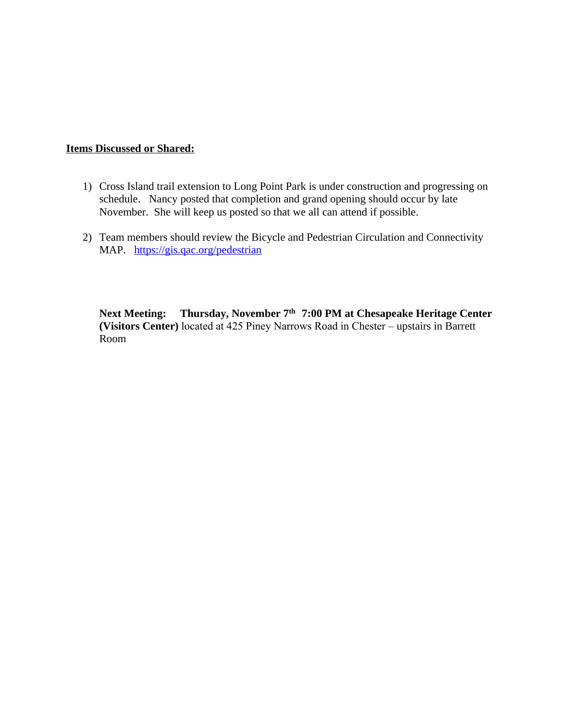**<u>Items Discussed or Shared:</u>**

1) Cross Island trail extension to Long Point Park is under construction and progressing on schedule. Nancy posted that completion and grand opening should occur by late November. She will keep us posted so that we all can attend if possible.

2) Team members should review the Bicycle and Pedestrian Circulation and Connectivity MAP. [https://gis.qac.org/pedestrian](https://gis.qac.org/pedestrian)

**Next Meeting: Thursday, November 7th 7:00 PM at Chesapeake Heritage Center (Visitors Center)** located at 425 Piney Narrows Road in Chester – upstairs in Barrett Room